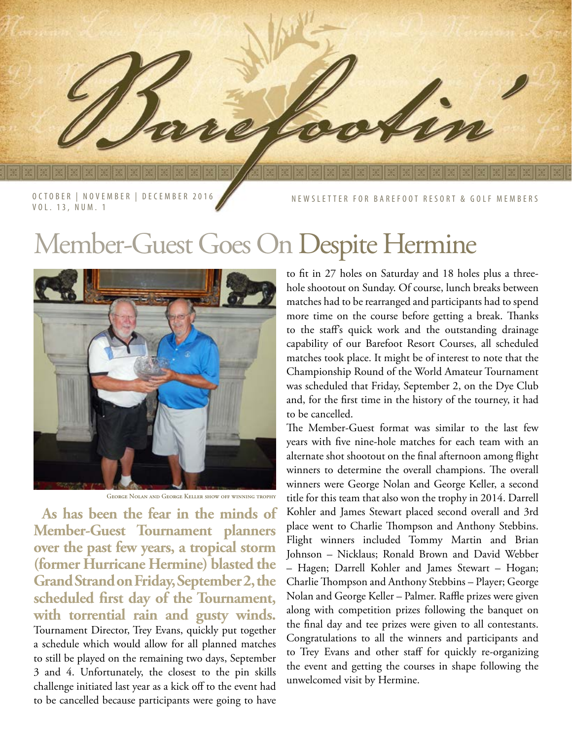# Barefootin'

OCTOBER | NOVEMBER | DECEMBER 2016
VOL. 13, NUM. 1

NEWSLETTER FOR BAREFOOT RESORT & GOLF MEMBERS

## Member-Guest Goes On Despite Hermine

George Nolan and George Keller show off winning trophy

**As has been the fear in the minds of Member-Guest Tournament planners over the past few years, a tropical storm (former Hurricane Hermine) blasted the Grand Strand on Friday, September 2, the scheduled first day of the Tournament, with torrential rain and gusty winds.** Tournament Director, Trey Evans, quickly put together a schedule which would allow for all planned matches to still be played on the remaining two days, September 3 and 4. Unfortunately, the closest to the pin skills challenge initiated last year as a kick off to the event had to be cancelled because participants were going to have to fit in 27 holes on Saturday and 18 holes plus a three-hole shootout on Sunday. Of course, lunch breaks between matches had to be rearranged and participants had to spend more time on the course before getting a break. Thanks to the staff's quick work and the outstanding drainage capability of our Barefoot Resort Courses, all scheduled matches took place. It might be of interest to note that the Championship Round of the World Amateur Tournament was scheduled that Friday, September 2, on the Dye Club and, for the first time in the history of the tourney, it had to be cancelled.

The Member-Guest format was similar to the last few years with five nine-hole matches for each team with an alternate shot shootout on the final afternoon among flight winners to determine the overall champions. The overall winners were George Nolan and George Keller, a second title for this team that also won the trophy in 2014. Darrell Kohler and James Stewart placed second overall and 3rd place went to Charlie Thompson and Anthony Stebbins. Flight winners included Tommy Martin and Brian Johnson – Nicklaus; Ronald Brown and David Webber – Hagen; Darrell Kohler and James Stewart – Hogan; Charlie Thompson and Anthony Stebbins – Player; George Nolan and George Keller – Palmer. Raffle prizes were given along with competition prizes following the banquet on the final day and tee prizes were given to all contestants. Congratulations to all the winners and participants and to Trey Evans and other staff for quickly re-organizing the event and getting the courses in shape following the unwelcomed visit by Hermine.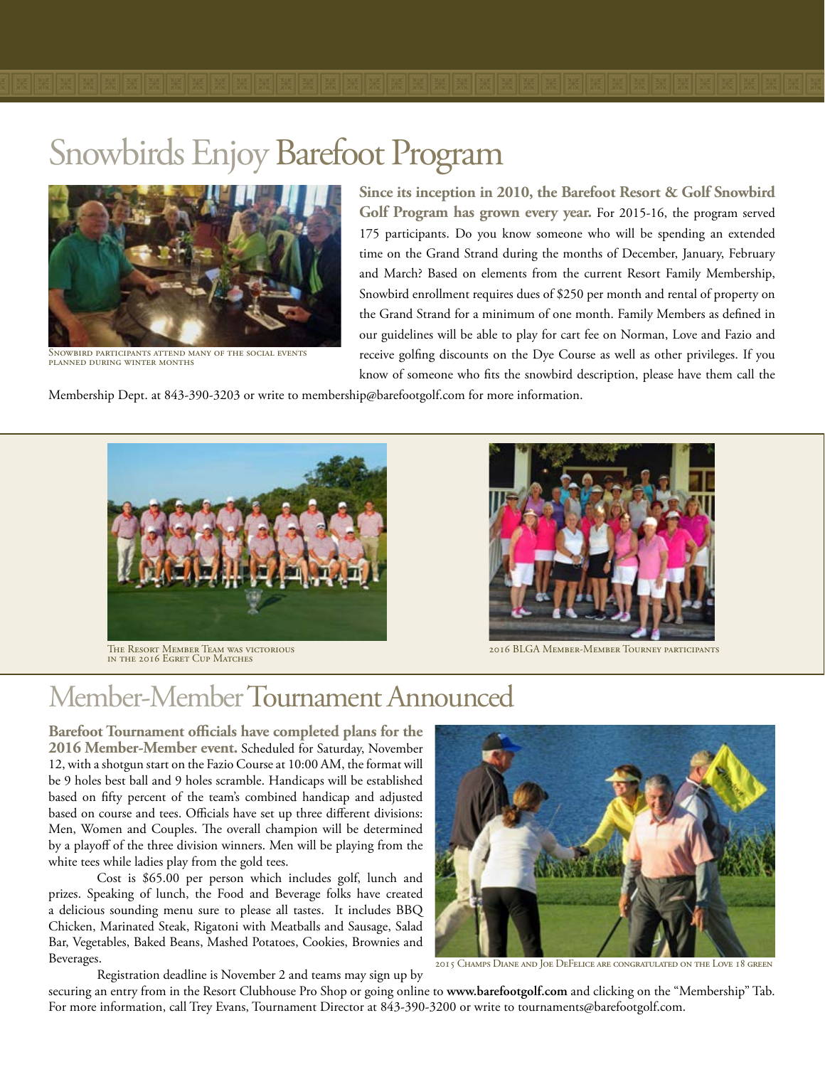# Snowbirds Enjoy Barefoot Program

Snowbird participants attend many of the social events planned during winter months

**Since its inception in 2010, the Barefoot Resort & Golf Snowbird Golf Program has grown every year.** For 2015-16, the program served 175 participants. Do you know someone who will be spending an extended time on the Grand Strand during the months of December, January, February and March? Based on elements from the current Resort Family Membership, Snowbird enrollment requires dues of $250 per month and rental of property on the Grand Strand for a minimum of one month. Family Members as defined in our guidelines will be able to play for cart fee on Norman, Love and Fazio and receive golfing discounts on the Dye Course as well as other privileges. If you know of someone who fits the snowbird description, please have them call the Membership Dept. at 843-390-3203 or write to membership@barefootgolf.com for more information.

The Resort Member Team was victorious in the 2016 Egret Cup Matches

2016 BLGA Member-Member Tourney participants

# Member-Member Tournament Announced

**Barefoot Tournament officials have completed plans for the 2016 Member-Member event.** Scheduled for Saturday, November 12, with a shotgun start on the Fazio Course at 10:00 AM, the format will be 9 holes best ball and 9 holes scramble. Handicaps will be established based on fifty percent of the team's combined handicap and adjusted based on course and tees. Officials have set up three different divisions: Men, Women and Couples. The overall champion will be determined by a playoff of the three division winners. Men will be playing from the white tees while ladies play from the gold tees.

Cost is $65.00 per person which includes golf, lunch and prizes. Speaking of lunch, the Food and Beverage folks have created a delicious sounding menu sure to please all tastes. It includes BBQ Chicken, Marinated Steak, Rigatoni with Meatballs and Sausage, Salad Bar, Vegetables, Baked Beans, Mashed Potatoes, Cookies, Brownies and Beverages.

Registration deadline is November 2 and teams may sign up by securing an entry from in the Resort Clubhouse Pro Shop or going online to **www.barefootgolf.com** and clicking on the "Membership" Tab. For more information, call Trey Evans, Tournament Director at 843-390-3200 or write to tournaments@barefootgolf.com.

2015 Champs Diane and Joe DeFelice are congratulated on the Love 18 green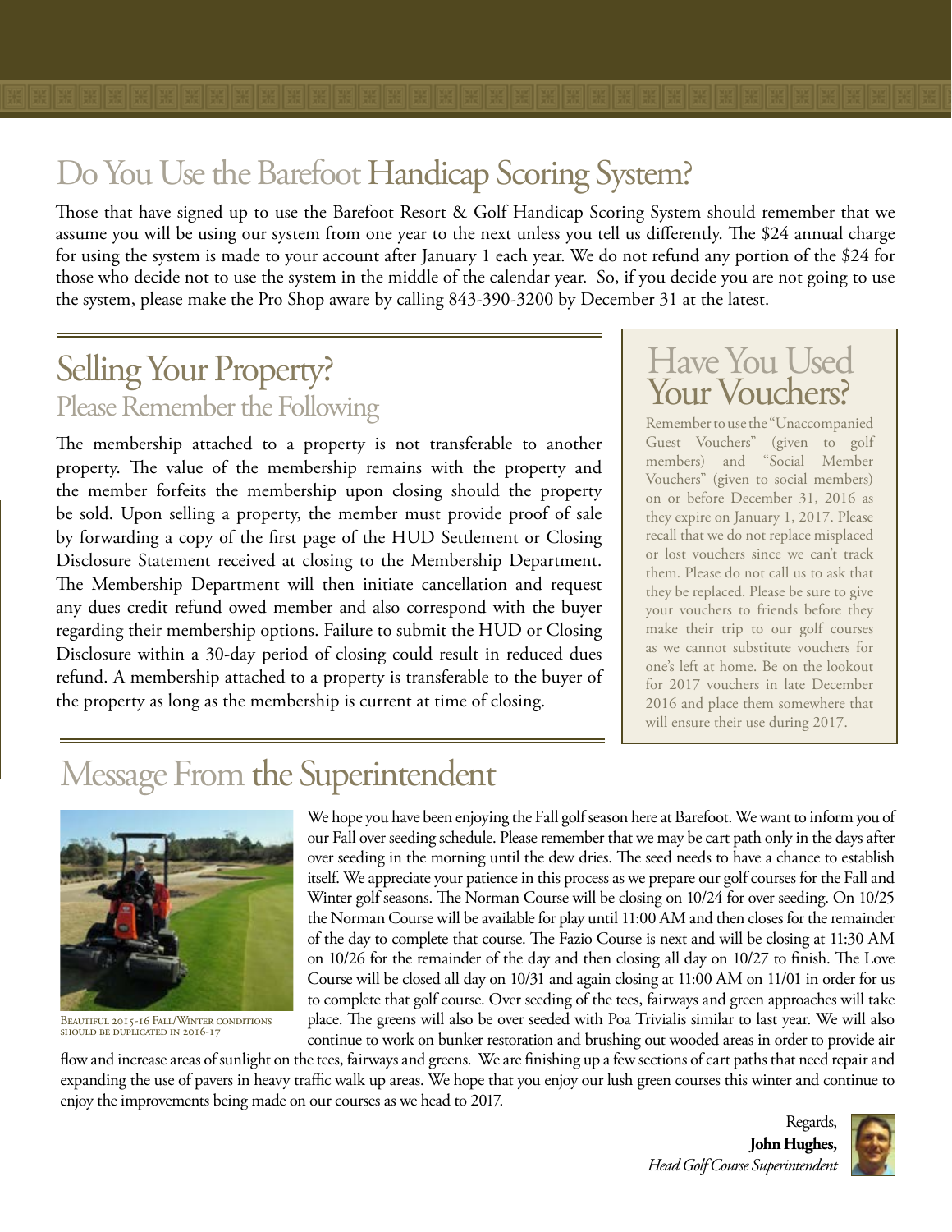# Do You Use the Barefoot Handicap Scoring System?

Those that have signed up to use the Barefoot Resort & Golf Handicap Scoring System should remember that we assume you will be using our system from one year to the next unless you tell us differently. The $24 annual charge for using the system is made to your account after January 1 each year. We do not refund any portion of the $24 for those who decide not to use the system in the middle of the calendar year. So, if you decide you are not going to use the system, please make the Pro Shop aware by calling 843-390-3200 by December 31 at the latest.

## Selling Your Property?

### Please Remember the Following

The membership attached to a property is not transferable to another property. The value of the membership remains with the property and the member forfeits the membership upon closing should the property be sold. Upon selling a property, the member must provide proof of sale by forwarding a copy of the first page of the HUD Settlement or Closing Disclosure Statement received at closing to the Membership Department. The Membership Department will then initiate cancellation and request any dues credit refund owed member and also correspond with the buyer regarding their membership options. Failure to submit the HUD or Closing Disclosure within a 30-day period of closing could result in reduced dues refund. A membership attached to a property is transferable to the buyer of the property as long as the membership is current at time of closing.

## Have You Used Your Vouchers?

Remember to use the "Unaccompanied Guest Vouchers" (given to golf members) and "Social Member Vouchers" (given to social members) on or before December 31, 2016 as they expire on January 1, 2017. Please recall that we do not replace misplaced or lost vouchers since we can't track them. Please do not call us to ask that they be replaced. Please be sure to give your vouchers to friends before they make their trip to our golf courses as we cannot substitute vouchers for one's left at home. Be on the lookout for 2017 vouchers in late December 2016 and place them somewhere that will ensure their use during 2017.

## Message From the Superintendent

Beautiful 2015-16 Fall/Winter conditions should be duplicated in 2016-17

We hope you have been enjoying the Fall golf season here at Barefoot. We want to inform you of our Fall over seeding schedule. Please remember that we may be cart path only in the days after over seeding in the morning until the dew dries. The seed needs to have a chance to establish itself. We appreciate your patience in this process as we prepare our golf courses for the Fall and Winter golf seasons. The Norman Course will be closing on 10/24 for over seeding. On 10/25 the Norman Course will be available for play until 11:00 AM and then closes for the remainder of the day to complete that course. The Fazio Course is next and will be closing at 11:30 AM on 10/26 for the remainder of the day and then closing all day on 10/27 to finish. The Love Course will be closed all day on 10/31 and again closing at 11:00 AM on 11/01 in order for us to complete that golf course. Over seeding of the tees, fairways and green approaches will take place. The greens will also be over seeded with Poa Trivialis similar to last year. We will also continue to work on bunker restoration and brushing out wooded areas in order to provide air flow and increase areas of sunlight on the tees, fairways and greens. We are finishing up a few sections of cart paths that need repair and expanding the use of pavers in heavy traffic walk up areas. We hope that you enjoy our lush green courses this winter and continue to enjoy the improvements being made on our courses as we head to 2017.

Regards,
**John Hughes,**
*Head Golf Course Superintendent*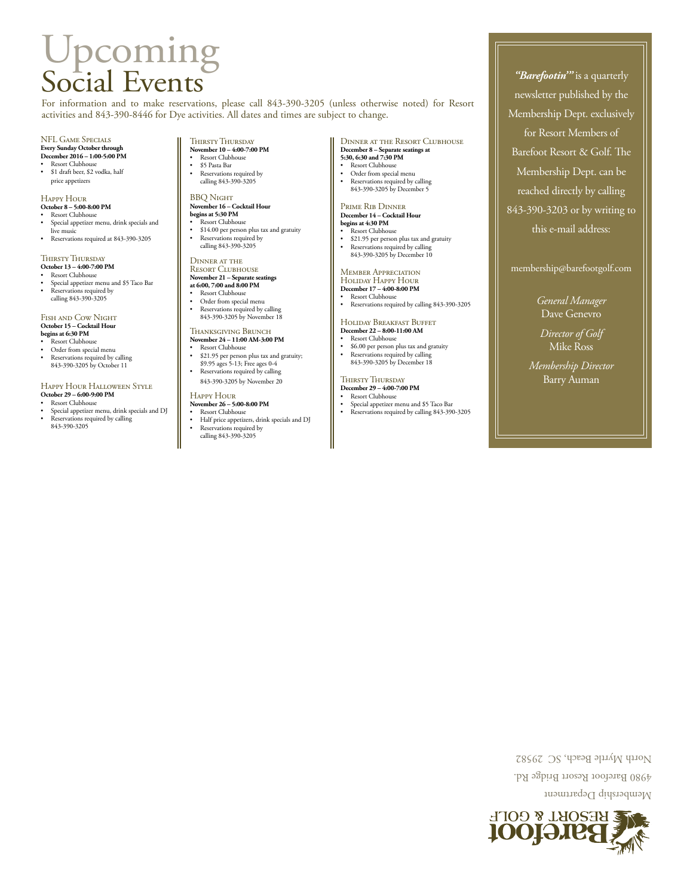# Upcoming Social Events

For information and to make reservations, please call 843-390-3205 (unless otherwise noted) for Resort activities and 843-390-8446 for Dye activities. All dates and times are subject to change.

### NFL Game Specials
**Every Sunday October through December 2016 – 1:00-5:00 PM**
- Resort Clubhouse
- $1 draft beer, $2 vodka, half price appetizers

### Happy Hour
**October 8 – 5:00-8:00 PM**
- Resort Clubhouse
- Special appetizer menu, drink specials and live music
- Reservations required at 843-390-3205

### Thirsty Thursday
**October 13 – 4:00-7:00 PM**
- Resort Clubhouse
- Special appetizer menu and $5 Taco Bar
- Reservations required by calling 843-390-3205

### Fish and Cow Night
**October 15 – Cocktail Hour begins at 6:30 PM**
- Resort Clubhouse
- Order from special menu
- Reservations required by calling 843-390-3205 by October 11

### Happy Hour Halloween Style
**October 29 – 6:00-9:00 PM**
- Resort Clubhouse
- Special appetizer menu, drink specials and DJ
- Reservations required by calling 843-390-3205

### Thirsty Thursday
**November 10 – 4:00-7:00 PM**
- Resort Clubhouse
- $5 Pasta Bar
- Reservations required by calling 843-390-3205

### BBQ Night
**November 16 – Cocktail Hour begins at 5:30 PM**
- Resort Clubhouse
- $14.00 per person plus tax and gratuity
- Reservations required by calling 843-390-3205

### Dinner at the Resort Clubhouse
**November 21 – Separate seatings at 6:00, 7:00 and 8:00 PM**
- Resort Clubhouse
- Order from special menu
- Reservations required by calling 843-390-3205 by November 18

### Thanksgiving Brunch
**November 24 – 11:00 AM-3:00 PM**
- Resort Clubhouse
- $21.95 per person plus tax and gratuity; $9.95 ages 5-13; Free ages 0-4
- Reservations required by calling 843-390-3205 by November 20

### Happy Hour
**November 26 – 5:00-8:00 PM**
- Resort Clubhouse
- Half price appetizers, drink specials and DJ
- Reservations required by calling 843-390-3205

### Dinner at the Resort Clubhouse
**December 8 – Separate seatings at 5:30, 6:30 and 7:30 PM**
- Resort Clubhouse
- Order from special menu
- Reservations required by calling 843-390-3205 by December 5

### Prime Rib Dinner
**December 14 – Cocktail Hour begins at 4:30 PM**
- Resort Clubhouse
- $21.95 per person plus tax and gratuity
- Reservations required by calling 843-390-3205 by December 10

### Member Appreciation Holiday Happy Hour
**December 17 – 4:00-8:00 PM**
- Resort Clubhouse
- Reservations required by calling 843-390-3205

### Holiday Breakfast Buffet
**December 22 – 8:00-11:00 AM**
- Resort Clubhouse
- $6.00 per person plus tax and gratuity
- Reservations required by calling 843-390-3205 by December 18

### Thirsty Thursday
**December 29 – 4:00-7:00 PM**
- Resort Clubhouse
- Special appetizer menu and $5 Taco Bar
- Reservations required by calling 843-390-3205

***"Barefootin'"*** is a quarterly newsletter published by the Membership Dept. exclusively for Resort Members of Barefoot Resort & Golf. The Membership Dept. can be reached directly by calling 843-390-3203 or by writing to this e-mail address:

membership@barefootgolf.com

*General Manager*
Dave Genevro

*Director of Golf*
Mike Ross

*Membership Director*
Barry Auman

Barefoot RESORT & GOLF

Membership Department
4980 Barefoot Resort Bridge Rd.
North Myrtle Beach, SC 29582